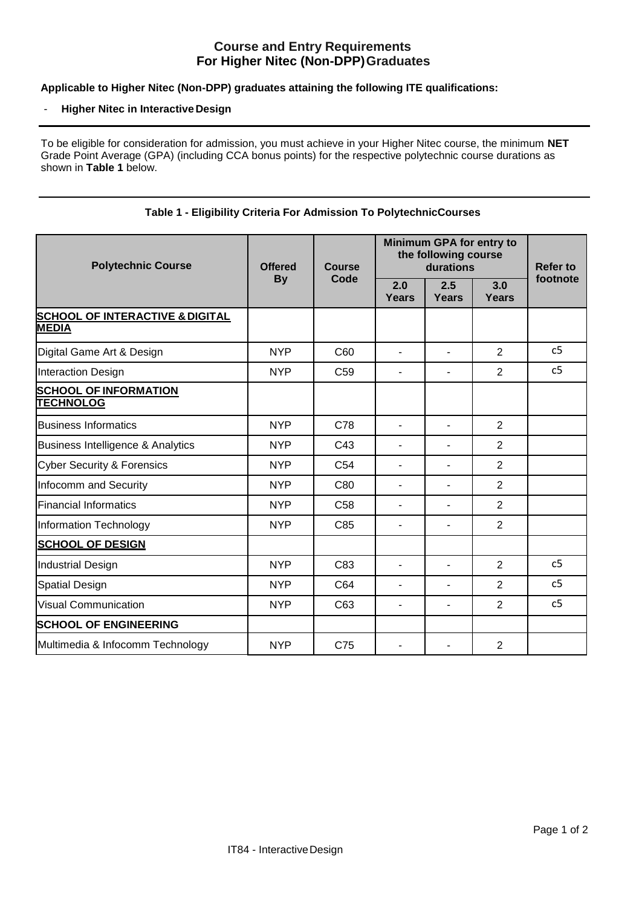# Course and Entry Requirements For Higher Nitec (Non-DPP) Graduates

**Applicable to Higher Nitec (Non-DPP) graduates attaining the following ITE qualifications:**

- **Higher Nitec in Interactive Design**

To be eligible for consideration for admission, you must achieve in your Higher Nitec course, the minimum **NET** Grade Point Average (GPA) (including CCA bonus points) for the respective polytechnic course durations as shown in **Table 1** below.

**Table 1 - Eligibility Criteria For Admission To Polytechnic Courses**

| Polytechnic Course | Offered By | Course Code | Minimum GPA for entry to the following course durations | | | Refer to footnote |
|---|---|---|---|---|---|---|
| | | | 2.0 Years | 2.5 Years | 3.0 Years | |
| **SCHOOL OF INTERACTIVE & DIGITAL MEDIA** | | | | | | |
| Digital Game Art & Design | NYP | C60 | - | - | 2 | c5 |
| Interaction Design | NYP | C59 | - | - | 2 | c5 |
| **SCHOOL OF INFORMATION TECHNOLOG** | | | | | | |
| Business Informatics | NYP | C78 | - | - | 2 | |
| Business Intelligence & Analytics | NYP | C43 | - | - | 2 | |
| Cyber Security & Forensics | NYP | C54 | - | - | 2 | |
| Infocomm and Security | NYP | C80 | - | - | 2 | |
| Financial Informatics | NYP | C58 | - | - | 2 | |
| Information Technology | NYP | C85 | - | - | 2 | |
| **SCHOOL OF DESIGN** | | | | | | |
| Industrial Design | NYP | C83 | - | - | 2 | c5 |
| Spatial Design | NYP | C64 | - | - | 2 | c5 |
| Visual Communication | NYP | C63 | - | - | 2 | c5 |
| **SCHOOL OF ENGINEERING** | | | | | | |
| Multimedia & Infocomm Technology | NYP | C75 | - | - | 2 | |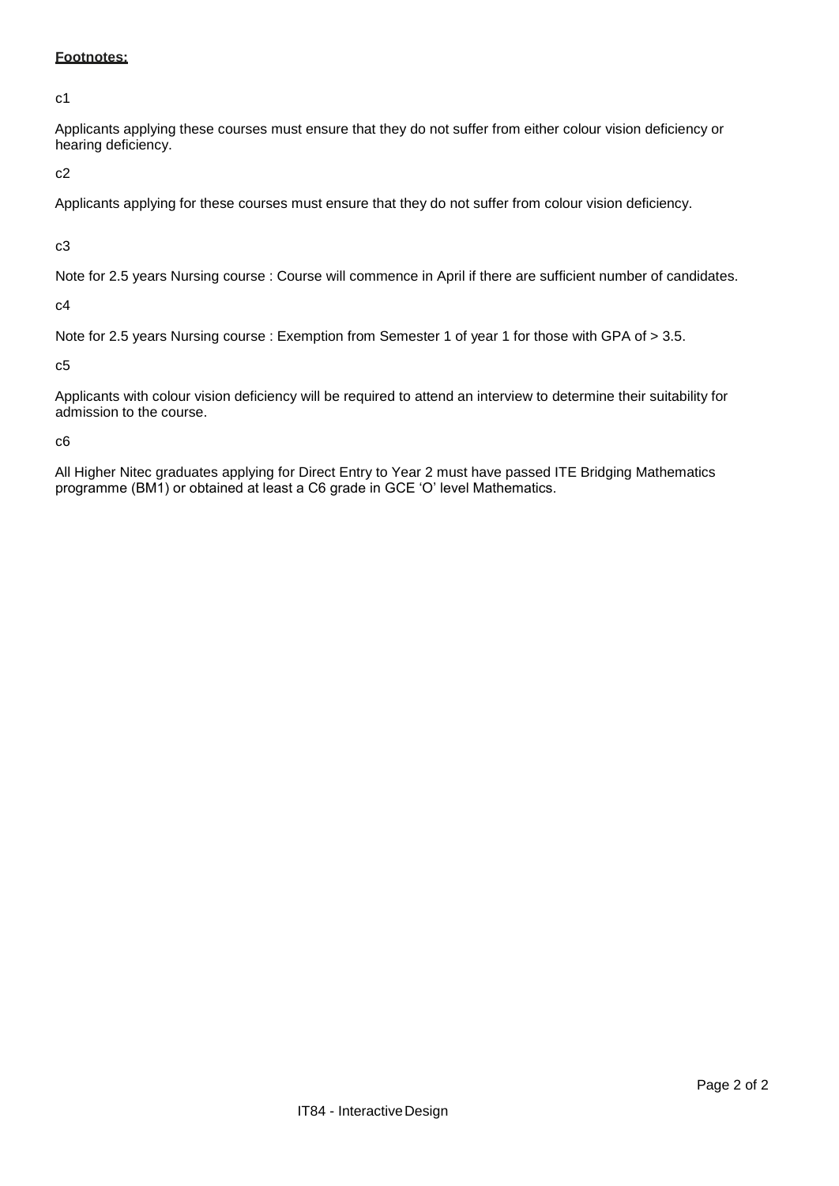**Footnotes:**

c1

Applicants applying these courses must ensure that they do not suffer from either colour vision deficiency or hearing deficiency.

c2

Applicants applying for these courses must ensure that they do not suffer from colour vision deficiency.

c3

Note for 2.5 years Nursing course : Course will commence in April if there are sufficient number of candidates.

c4

Note for 2.5 years Nursing course : Exemption from Semester 1 of year 1 for those with GPA of > 3.5.

c5

Applicants with colour vision deficiency will be required to attend an interview to determine their suitability for admission to the course.

c6

All Higher Nitec graduates applying for Direct Entry to Year 2 must have passed ITE Bridging Mathematics programme (BM1) or obtained at least a C6 grade in GCE 'O' level Mathematics.